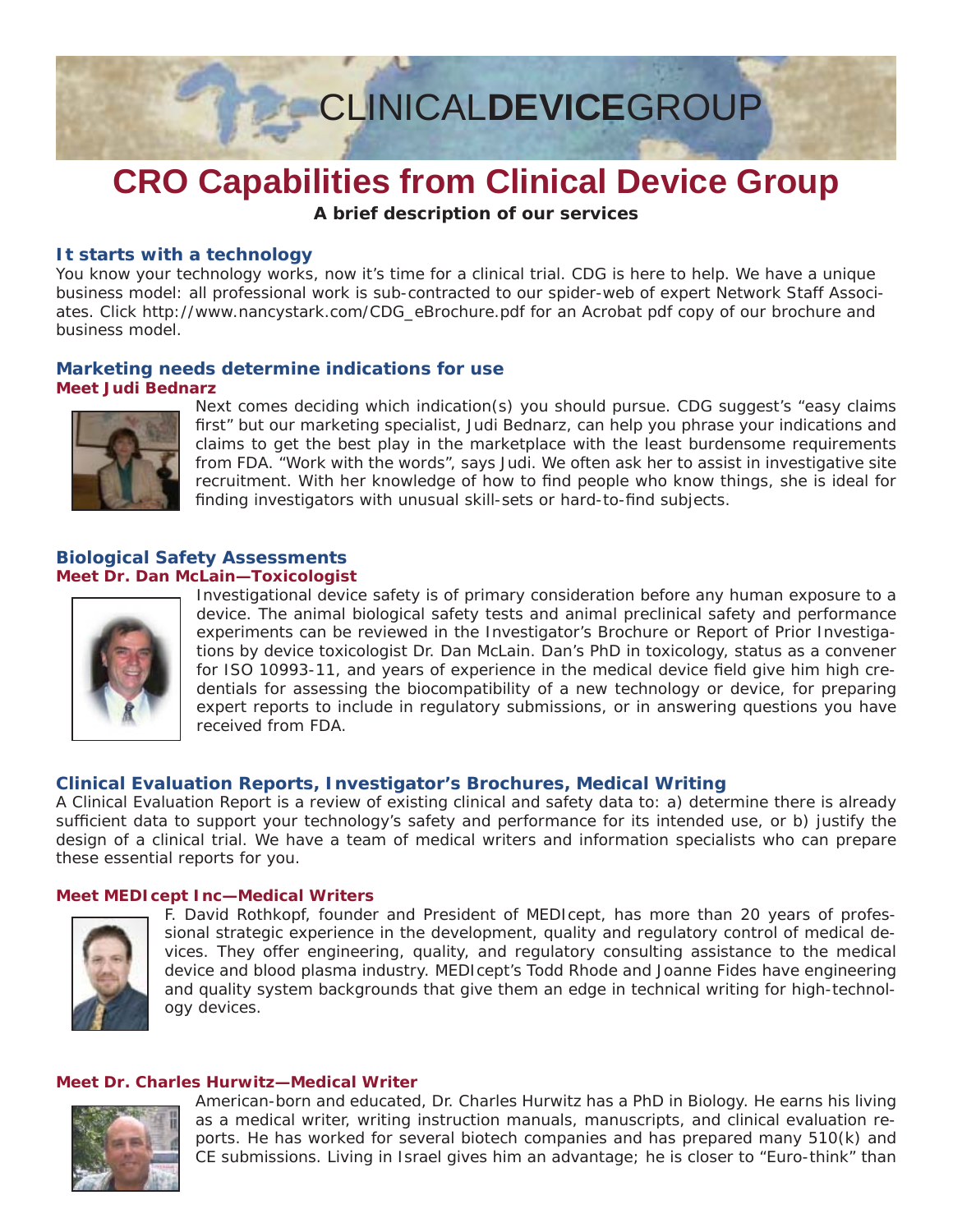CLINICAL**DEVICE**GROUP

# CRO Capabilities from Clinical Device Group

**A brief description of our services**

## It starts with a technology

You know your technology works, now it's time for a clinical trial. CDG is here to help. We have a unique business model: all professional work is sub-contracted to our spider-web of expert Network Staff Associates. Click http://www.nancystark.com/CDG_eBrochure.pdf for an Acrobat pdf copy of our brochure and business model.

## Marketing needs determine indications for use

### Meet Judi Bednarz

Next comes deciding which indication(s) you should pursue. CDG suggest's "easy claims first" but our marketing specialist, Judi Bednarz, can help you phrase your indications and claims to get the best play in the marketplace with the least burdensome requirements from FDA. "Work with the words", says Judi. We often ask her to assist in investigative site recruitment. With her knowledge of how to find people who know things, she is ideal for finding investigators with unusual skill-sets or hard-to-find subjects.

## Biological Safety Assessments

### Meet Dr. Dan McLain—Toxicologist

Investigational device safety is of primary consideration before any human exposure to a device. The animal biological safety tests and animal preclinical safety and performance experiments can be reviewed in the Investigator's Brochure or Report of Prior Investigations by device toxicologist Dr. Dan McLain. Dan's PhD in toxicology, status as a convener for ISO 10993-11, and years of experience in the medical device field give him high credentials for assessing the biocompatibility of a new technology or device, for preparing expert reports to include in regulatory submissions, or in answering questions you have received from FDA.

## Clinical Evaluation Reports, Investigator's Brochures, Medical Writing

A Clinical Evaluation Report is a review of existing clinical and safety data to: a) determine there is already sufficient data to support your technology's safety and performance for its intended use, or b) justify the design of a clinical trial. We have a team of medical writers and information specialists who can prepare these essential reports for you.

### Meet MEDIcept Inc—Medical Writers

F. David Rothkopf, founder and President of MEDIcept, has more than 20 years of professional strategic experience in the development, quality and regulatory control of medical devices. They offer engineering, quality, and regulatory consulting assistance to the medical device and blood plasma industry. MEDIcept's Todd Rhode and Joanne Fides have engineering and quality system backgrounds that give them an edge in technical writing for high-technology devices.

### Meet Dr. Charles Hurwitz—Medical Writer

American-born and educated, Dr. Charles Hurwitz has a PhD in Biology. He earns his living as a medical writer, writing instruction manuals, manuscripts, and clinical evaluation reports. He has worked for several biotech companies and has prepared many 510(k) and CE submissions. Living in Israel gives him an advantage; he is closer to "Euro-think" than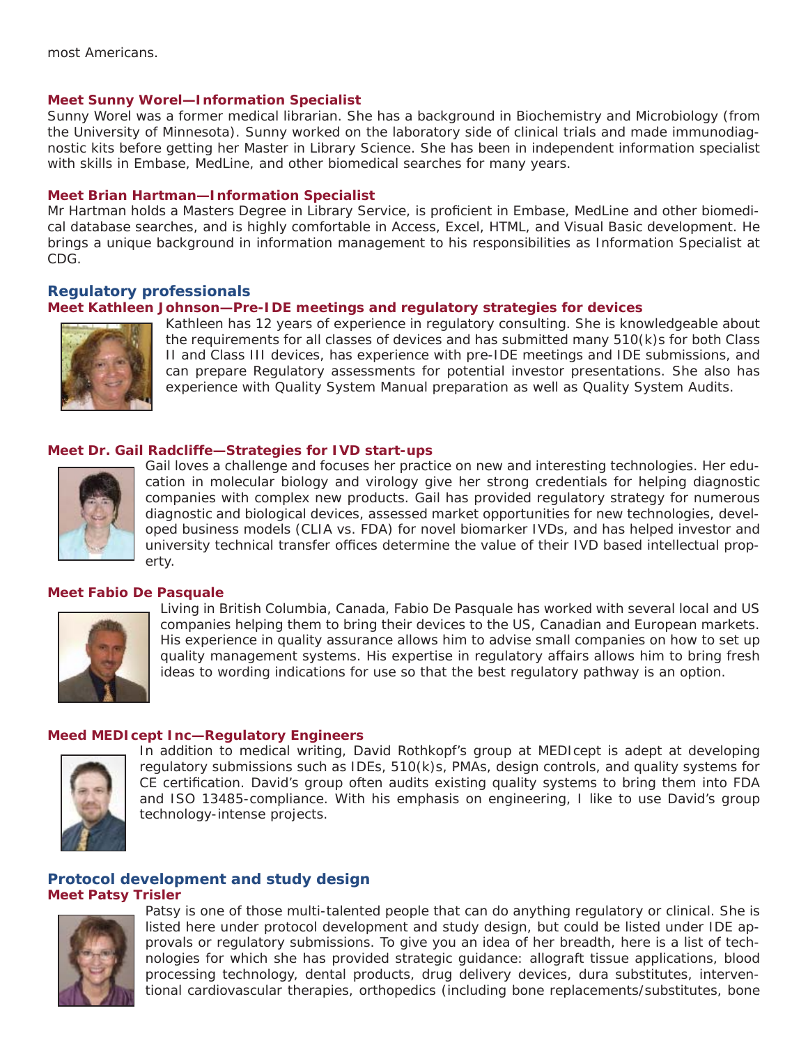most Americans.

### Meet Sunny Worel—Information Specialist

Sunny Worel was a former medical librarian. She has a background in Biochemistry and Microbiology (from the University of Minnesota). Sunny worked on the laboratory side of clinical trials and made immunodiagnostic kits before getting her Master in Library Science. She has been in independent information specialist with skills in Embase, MedLine, and other biomedical searches for many years.

### Meet Brian Hartman—Information Specialist

Mr Hartman holds a Masters Degree in Library Service, is proficient in Embase, MedLine and other biomedical database searches, and is highly comfortable in Access, Excel, HTML, and Visual Basic development. He brings a unique background in information management to his responsibilities as Information Specialist at CDG.

## Regulatory professionals

### Meet Kathleen Johnson—Pre-IDE meetings and regulatory strategies for devices

Kathleen has 12 years of experience in regulatory consulting. She is knowledgeable about the requirements for all classes of devices and has submitted many 510(k)s for both Class II and Class III devices, has experience with pre-IDE meetings and IDE submissions, and can prepare Regulatory assessments for potential investor presentations. She also has experience with Quality System Manual preparation as well as Quality System Audits.

### Meet Dr. Gail Radcliffe—Strategies for IVD start-ups

Gail loves a challenge and focuses her practice on new and interesting technologies. Her education in molecular biology and virology give her strong credentials for helping diagnostic companies with complex new products. Gail has provided regulatory strategy for numerous diagnostic and biological devices, assessed market opportunities for new technologies, developed business models (CLIA vs. FDA) for novel biomarker IVDs, and has helped investor and university technical transfer offices determine the value of their IVD based intellectual property.

### Meet Fabio De Pasquale

Living in British Columbia, Canada, Fabio De Pasquale has worked with several local and US companies helping them to bring their devices to the US, Canadian and European markets. His experience in quality assurance allows him to advise small companies on how to set up quality management systems. His expertise in regulatory affairs allows him to bring fresh ideas to wording indications for use so that the best regulatory pathway is an option.

### Meed MEDIcept Inc—Regulatory Engineers

In addition to medical writing, David Rothkopf's group at MEDIcept is adept at developing regulatory submissions such as IDEs, 510(k)s, PMAs, design controls, and quality systems for CE certification. David's group often audits existing quality systems to bring them into FDA and ISO 13485-compliance. With his emphasis on engineering, I like to use David's group technology-intense projects.

## Protocol development and study design

### Meet Patsy Trisler

Patsy is one of those multi-talented people that can do anything regulatory or clinical. She is listed here under protocol development and study design, but could be listed under IDE approvals or regulatory submissions. To give you an idea of her breadth, here is a list of technologies for which she has provided strategic guidance: allograft tissue applications, blood processing technology, dental products, drug delivery devices, dura substitutes, interventional cardiovascular therapies, orthopedics (including bone replacements/substitutes, bone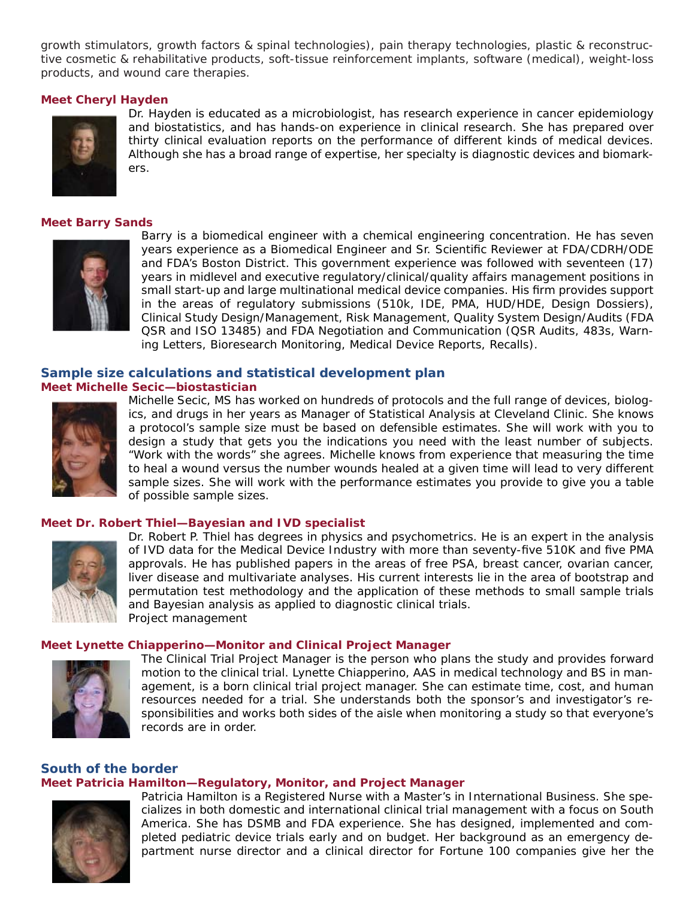growth stimulators, growth factors & spinal technologies), pain therapy technologies, plastic & reconstructive cosmetic & rehabilitative products, soft-tissue reinforcement implants, software (medical), weight-loss products, and wound care therapies.

### Meet Cheryl Hayden

Dr. Hayden is educated as a microbiologist, has research experience in cancer epidemiology and biostatistics, and has hands-on experience in clinical research. She has prepared over thirty clinical evaluation reports on the performance of different kinds of medical devices. Although she has a broad range of expertise, her specialty is diagnostic devices and biomarkers.

### Meet Barry Sands

Barry is a biomedical engineer with a chemical engineering concentration. He has seven years experience as a Biomedical Engineer and Sr. Scientific Reviewer at FDA/CDRH/ODE and FDA's Boston District. This government experience was followed with seventeen (17) years in midlevel and executive regulatory/clinical/quality affairs management positions in small start-up and large multinational medical device companies. His firm provides support in the areas of regulatory submissions (510k, IDE, PMA, HUD/HDE, Design Dossiers), Clinical Study Design/Management, Risk Management, Quality System Design/Audits (FDA QSR and ISO 13485) and FDA Negotiation and Communication (QSR Audits, 483s, Warning Letters, Bioresearch Monitoring, Medical Device Reports, Recalls).

## Sample size calculations and statistical development plan

### Meet Michelle Secic—biostastician

Michelle Secic, MS has worked on hundreds of protocols and the full range of devices, biologics, and drugs in her years as Manager of Statistical Analysis at Cleveland Clinic. She knows a protocol's sample size must be based on defensible estimates. She will work with you to design a study that gets you the indications you need with the least number of subjects. "Work with the words" she agrees. Michelle knows from experience that measuring the time to heal a wound versus the number wounds healed at a given time will lead to very different sample sizes. She will work with the performance estimates you provide to give you a table of possible sample sizes.

### Meet Dr. Robert Thiel—Bayesian and IVD specialist

Dr. Robert P. Thiel has degrees in physics and psychometrics. He is an expert in the analysis of IVD data for the Medical Device Industry with more than seventy-five 510K and five PMA approvals. He has published papers in the areas of free PSA, breast cancer, ovarian cancer, liver disease and multivariate analyses. His current interests lie in the area of bootstrap and permutation test methodology and the application of these methods to small sample trials and Bayesian analysis as applied to diagnostic clinical trials.

Project management

### Meet Lynette Chiapperino—Monitor and Clinical Project Manager

The Clinical Trial Project Manager is the person who plans the study and provides forward motion to the clinical trial. Lynette Chiapperino, AAS in medical technology and BS in management, is a born clinical trial project manager. She can estimate time, cost, and human resources needed for a trial. She understands both the sponsor's and investigator's responsibilities and works both sides of the aisle when monitoring a study so that everyone's records are in order.

## South of the border

### Meet Patricia Hamilton—Regulatory, Monitor, and Project Manager

Patricia Hamilton is a Registered Nurse with a Master's in International Business. She specializes in both domestic and international clinical trial management with a focus on South America. She has DSMB and FDA experience. She has designed, implemented and completed pediatric device trials early and on budget. Her background as an emergency department nurse director and a clinical director for Fortune 100 companies give her the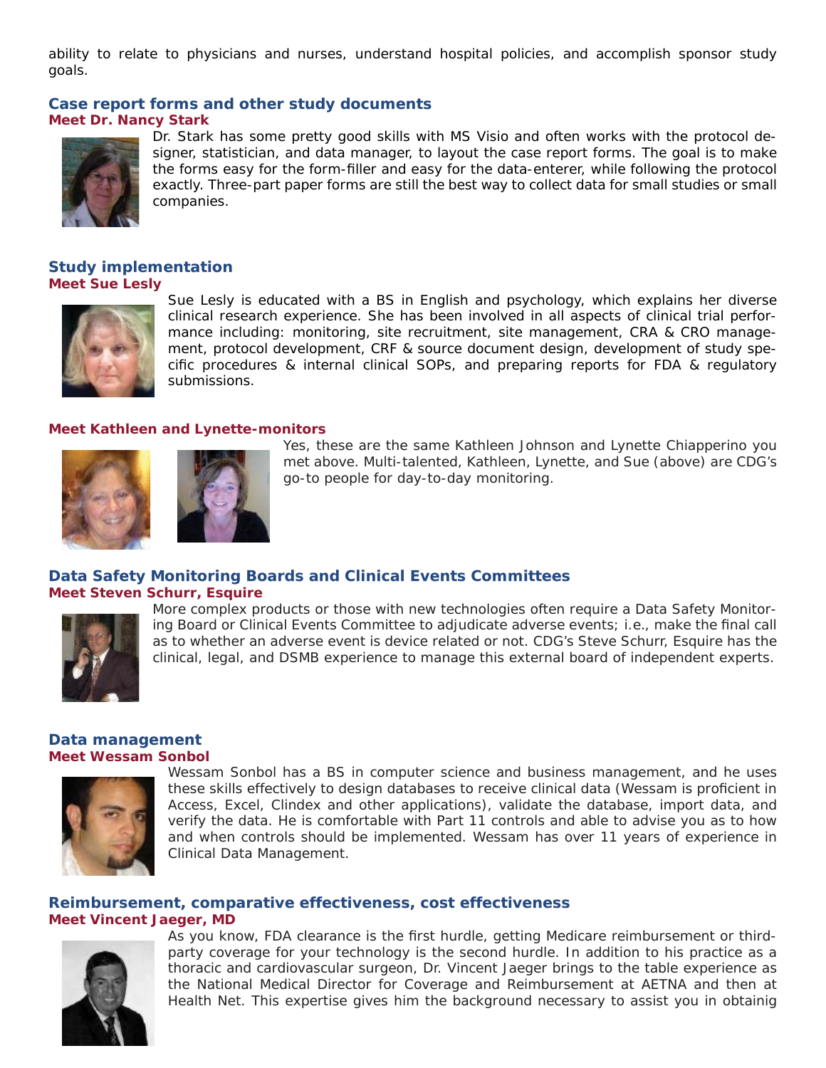ability to relate to physicians and nurses, understand hospital policies, and accomplish sponsor study goals.

## Case report forms and other study documents

### Meet Dr. Nancy Stark

Dr. Stark has some pretty good skills with MS Visio and often works with the protocol designer, statistician, and data manager, to layout the case report forms. The goal is to make the forms easy for the form-filler and easy for the data-enterer, while following the protocol exactly. Three-part paper forms are still the best way to collect data for small studies or small companies.

## Study implementation

### Meet Sue Lesly

Sue Lesly is educated with a BS in English and psychology, which explains her diverse clinical research experience. She has been involved in all aspects of clinical trial performance including: monitoring, site recruitment, site management, CRA & CRO management, protocol development, CRF & source document design, development of study specific procedures & internal clinical SOPs, and preparing reports for FDA & regulatory submissions.

### Meet Kathleen and Lynette-monitors

Yes, these are the same Kathleen Johnson and Lynette Chiapperino you met above. Multi-talented, Kathleen, Lynette, and Sue (above) are CDG's go-to people for day-to-day monitoring.

## Data Safety Monitoring Boards and Clinical Events Committees

### Meet Steven Schurr, Esquire

More complex products or those with new technologies often require a Data Safety Monitoring Board or Clinical Events Committee to adjudicate adverse events; i.e., make the final call as to whether an adverse event is device related or not. CDG's Steve Schurr, Esquire has the clinical, legal, and DSMB experience to manage this external board of independent experts.

## Data management

### Meet Wessam Sonbol

Wessam Sonbol has a BS in computer science and business management, and he uses these skills effectively to design databases to receive clinical data (Wessam is proficient in Access, Excel, Clindex and other applications), validate the database, import data, and verify the data. He is comfortable with Part 11 controls and able to advise you as to how and when controls should be implemented. Wessam has over 11 years of experience in Clinical Data Management.

## Reimbursement, comparative effectiveness, cost effectiveness

### Meet Vincent Jaeger, MD

As you know, FDA clearance is the first hurdle, getting Medicare reimbursement or third-party coverage for your technology is the second hurdle. In addition to his practice as a thoracic and cardiovascular surgeon, Dr. Vincent Jaeger brings to the table experience as the National Medical Director for Coverage and Reimbursement at AETNA and then at Health Net. This expertise gives him the background necessary to assist you in obtainig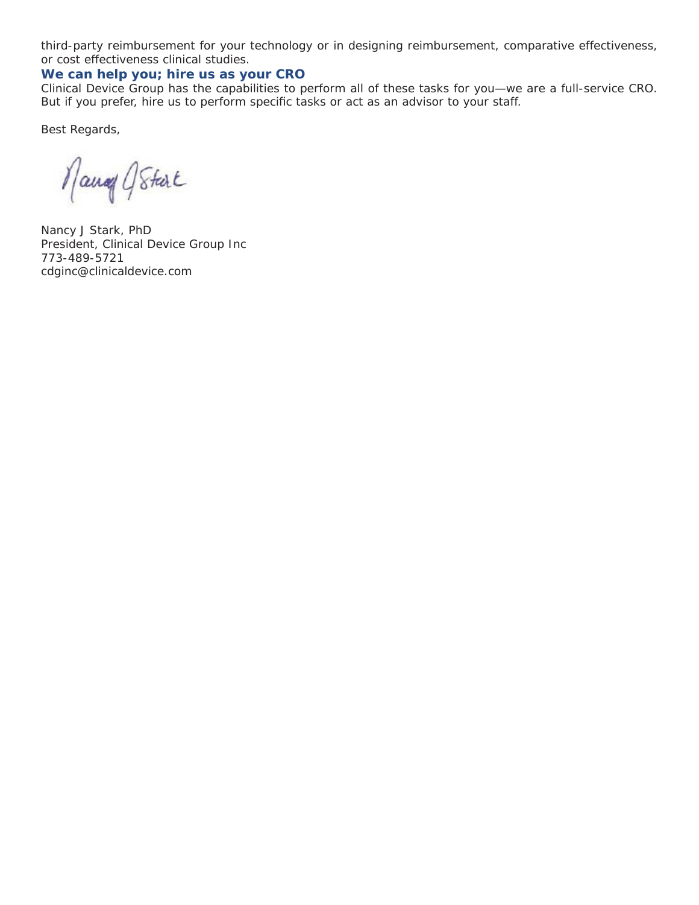third-party reimbursement for your technology or in designing reimbursement, comparative effectiveness, or cost effectiveness clinical studies.

### We can help you; hire us as your CRO

Clinical Device Group has the capabilities to perform all of these tasks for you—we are a full-service CRO. But if you prefer, hire us to perform specific tasks or act as an advisor to your staff.

Best Regards,

Nancy J Stark, PhD
President, Clinical Device Group Inc
773-489-5721
cdginc@clinicaldevice.com